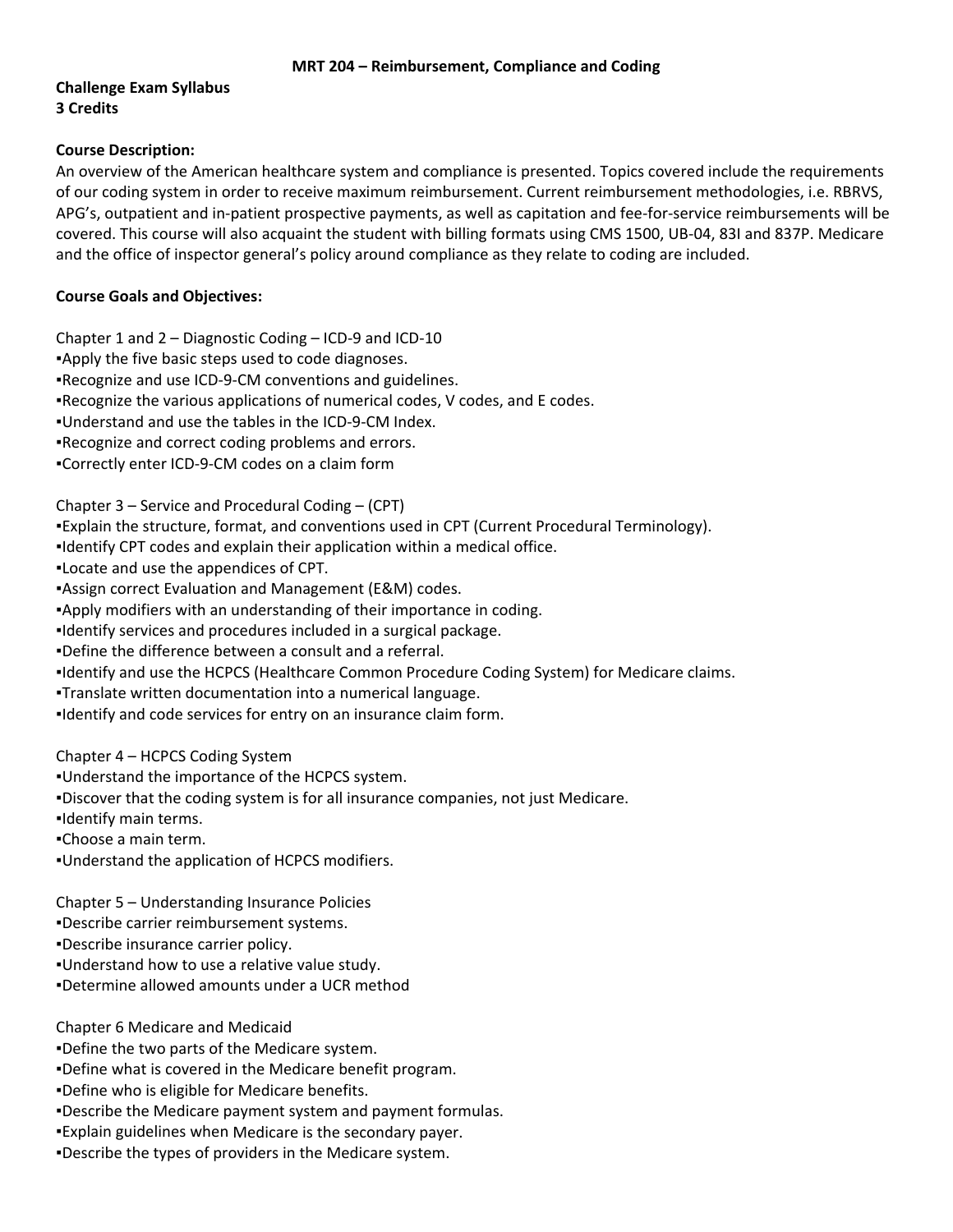# MRT 204 – Reimbursement, Compliance and Coding

**Challenge Exam Syllabus**
**3 Credits**

**Course Description:**
An overview of the American healthcare system and compliance is presented. Topics covered include the requirements of our coding system in order to receive maximum reimbursement. Current reimbursement methodologies, i.e. RBRVS, APG's, outpatient and in-patient prospective payments, as well as capitation and fee-for-service reimbursements will be covered. This course will also acquaint the student with billing formats using CMS 1500, UB-04, 83I and 837P. Medicare and the office of inspector general's policy around compliance as they relate to coding are included.

**Course Goals and Objectives:**

Chapter 1 and 2 – Diagnostic Coding – ICD-9 and ICD-10

- Apply the five basic steps used to code diagnoses.
- Recognize and use ICD-9-CM conventions and guidelines.
- Recognize the various applications of numerical codes, V codes, and E codes.
- Understand and use the tables in the ICD-9-CM Index.
- Recognize and correct coding problems and errors.
- Correctly enter ICD-9-CM codes on a claim form

Chapter 3 – Service and Procedural Coding – (CPT)

- Explain the structure, format, and conventions used in CPT (Current Procedural Terminology).
- Identify CPT codes and explain their application within a medical office.
- Locate and use the appendices of CPT.
- Assign correct Evaluation and Management (E&M) codes.
- Apply modifiers with an understanding of their importance in coding.
- Identify services and procedures included in a surgical package.
- Define the difference between a consult and a referral.
- Identify and use the HCPCS (Healthcare Common Procedure Coding System) for Medicare claims.
- Translate written documentation into a numerical language.
- Identify and code services for entry on an insurance claim form.

Chapter 4 – HCPCS Coding System

- Understand the importance of the HCPCS system.
- Discover that the coding system is for all insurance companies, not just Medicare.
- Identify main terms.
- Choose a main term.
- Understand the application of HCPCS modifiers.

Chapter 5 – Understanding Insurance Policies

- Describe carrier reimbursement systems.
- Describe insurance carrier policy.
- Understand how to use a relative value study.
- Determine allowed amounts under a UCR method

Chapter 6 Medicare and Medicaid

- Define the two parts of the Medicare system.
- Define what is covered in the Medicare benefit program.
- Define who is eligible for Medicare benefits.
- Describe the Medicare payment system and payment formulas.
- Explain guidelines when Medicare is the secondary payer.
- Describe the types of providers in the Medicare system.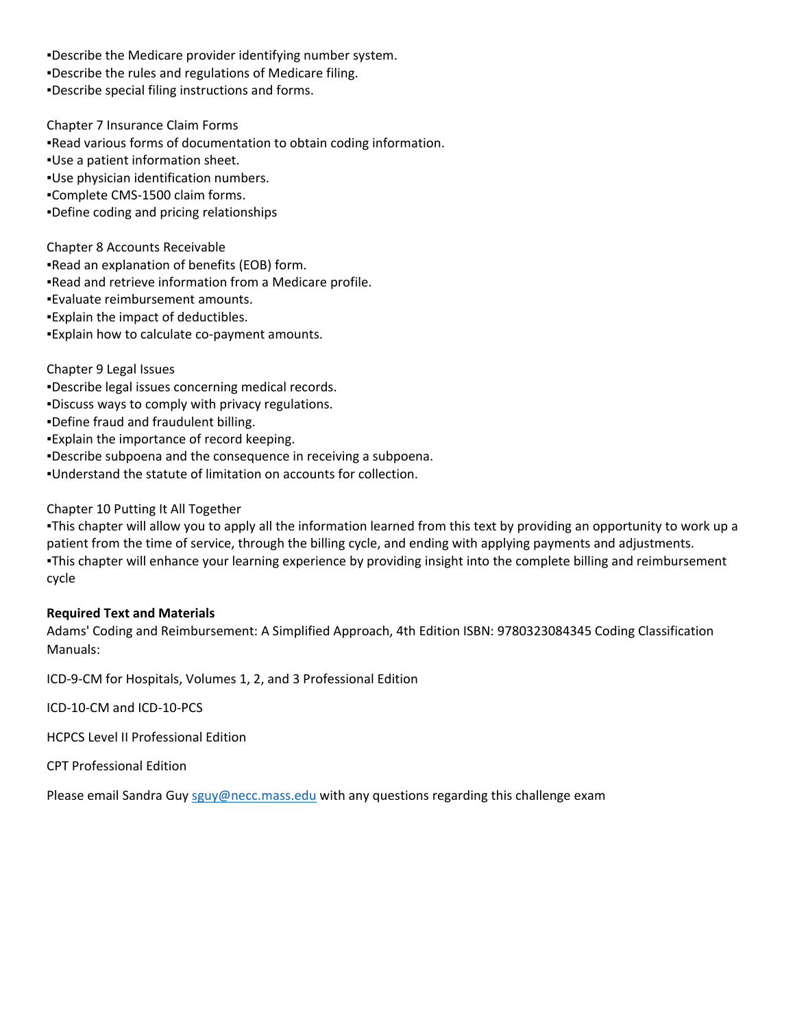- Describe the Medicare provider identifying number system.
- Describe the rules and regulations of Medicare filing.
- Describe special filing instructions and forms.

Chapter 7 Insurance Claim Forms

- Read various forms of documentation to obtain coding information.
- Use a patient information sheet.
- Use physician identification numbers.
- Complete CMS-1500 claim forms.
- Define coding and pricing relationships

Chapter 8 Accounts Receivable

- Read an explanation of benefits (EOB) form.
- Read and retrieve information from a Medicare profile.
- Evaluate reimbursement amounts.
- Explain the impact of deductibles.
- Explain how to calculate co-payment amounts.

Chapter 9 Legal Issues

- Describe legal issues concerning medical records.
- Discuss ways to comply with privacy regulations.
- Define fraud and fraudulent billing.
- Explain the importance of record keeping.
- Describe subpoena and the consequence in receiving a subpoena.
- Understand the statute of limitation on accounts for collection.

Chapter 10 Putting It All Together

- This chapter will allow you to apply all the information learned from this text by providing an opportunity to work up a patient from the time of service, through the billing cycle, and ending with applying payments and adjustments.
- This chapter will enhance your learning experience by providing insight into the complete billing and reimbursement cycle

**Required Text and Materials**

Adams' Coding and Reimbursement: A Simplified Approach, 4th Edition ISBN: 9780323084345 Coding Classification Manuals:

ICD-9-CM for Hospitals, Volumes 1, 2, and 3 Professional Edition

ICD-10-CM and ICD-10-PCS

HCPCS Level II Professional Edition

CPT Professional Edition

Please email Sandra Guy sguy@necc.mass.edu with any questions regarding this challenge exam